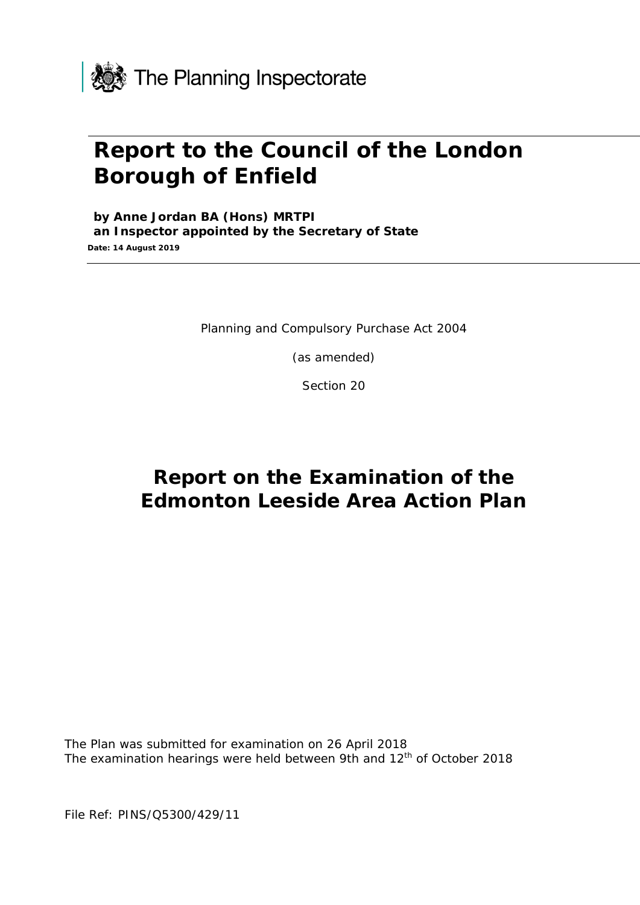The Planning Inspectorate

# Report to the Council of the London Borough of Enfield

**by Anne Jordan BA (Hons) MRTPI**
**an Inspector appointed by the Secretary of State**
**Date: 14 August 2019**

Planning and Compulsory Purchase Act 2004

(as amended)

Section 20

# Report on the Examination of the Edmonton Leeside Area Action Plan

The Plan was submitted for examination on 26 April 2018
The examination hearings were held between 9th and 12th of October 2018

File Ref: PINS/Q5300/429/11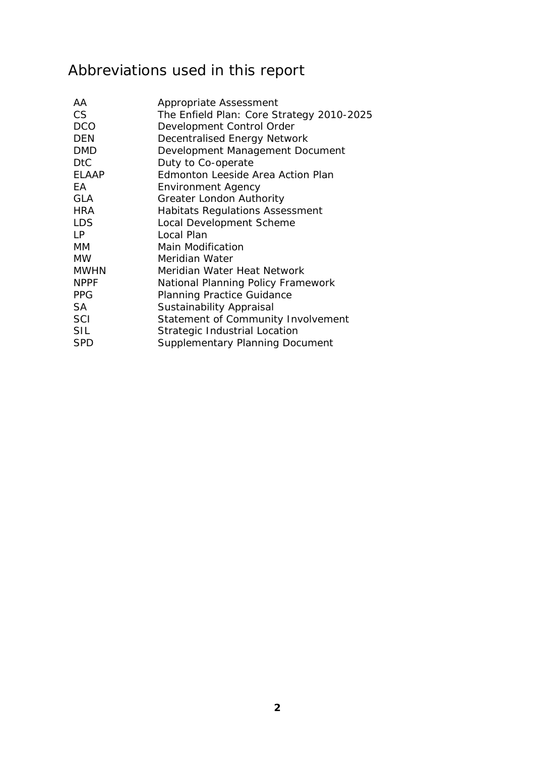# Abbreviations used in this report

| | |
|---|---|
| AA | Appropriate Assessment |
| CS | The Enfield Plan: Core Strategy 2010-2025 |
| DCO | Development Control Order |
| DEN | Decentralised Energy Network |
| DMD | Development Management Document |
| DtC | Duty to Co-operate |
| ELAAP | Edmonton Leeside Area Action Plan |
| EA | Environment Agency |
| GLA | Greater London Authority |
| HRA | Habitats Regulations Assessment |
| LDS | Local Development Scheme |
| LP | Local Plan |
| MM | Main Modification |
| MW | Meridian Water |
| MWHN | Meridian Water Heat Network |
| NPPF | National Planning Policy Framework |
| PPG | Planning Practice Guidance |
| SA | Sustainability Appraisal |
| SCI | Statement of Community Involvement |
| SIL | Strategic Industrial Location |
| SPD | Supplementary Planning Document |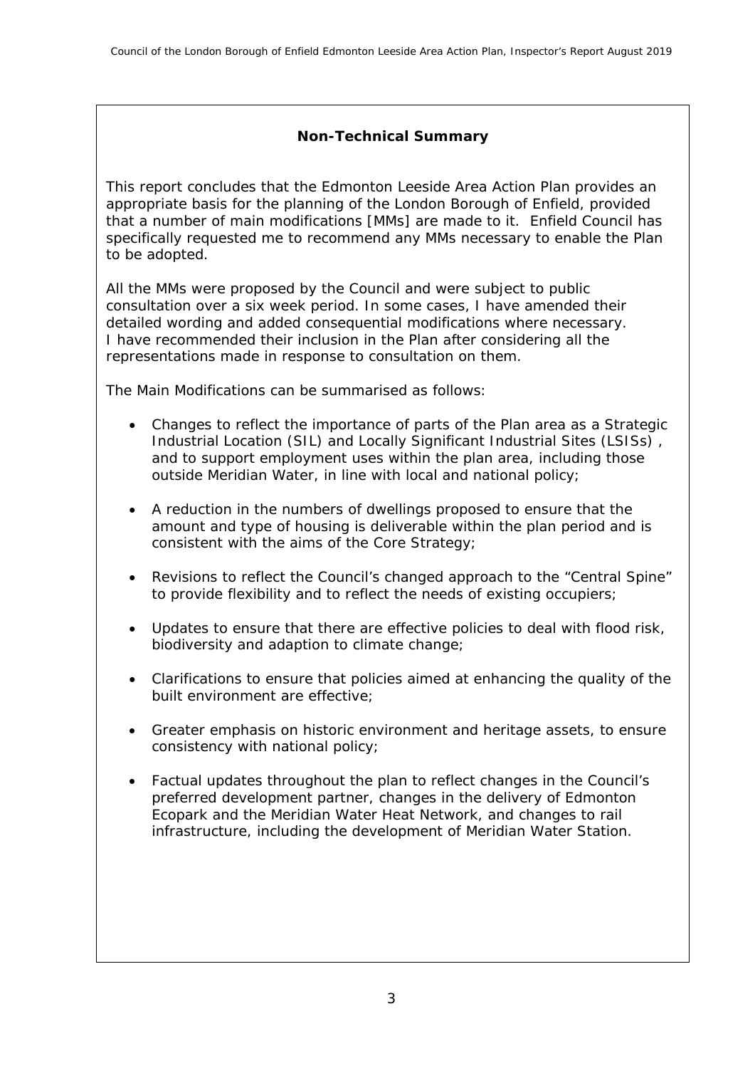## Non-Technical Summary

This report concludes that the Edmonton Leeside Area Action Plan provides an appropriate basis for the planning of the London Borough of Enfield, provided that a number of main modifications [MMs] are made to it. Enfield Council has specifically requested me to recommend any MMs necessary to enable the Plan to be adopted.

All the MMs were proposed by the Council and were subject to public consultation over a six week period. In some cases, I have amended their detailed wording and added consequential modifications where necessary. I have recommended their inclusion in the Plan after considering all the representations made in response to consultation on them.

The Main Modifications can be summarised as follows:

- Changes to reflect the importance of parts of the Plan area as a Strategic Industrial Location (SIL) and Locally Significant Industrial Sites (LSISs) , and to support employment uses within the plan area, including those outside Meridian Water, in line with local and national policy;
- A reduction in the numbers of dwellings proposed to ensure that the amount and type of housing is deliverable within the plan period and is consistent with the aims of the Core Strategy;
- Revisions to reflect the Council's changed approach to the "Central Spine" to provide flexibility and to reflect the needs of existing occupiers;
- Updates to ensure that there are effective policies to deal with flood risk, biodiversity and adaption to climate change;
- Clarifications to ensure that policies aimed at enhancing the quality of the built environment are effective;
- Greater emphasis on historic environment and heritage assets, to ensure consistency with national policy;
- Factual updates throughout the plan to reflect changes in the Council's preferred development partner, changes in the delivery of Edmonton Ecopark and the Meridian Water Heat Network, and changes to rail infrastructure, including the development of Meridian Water Station.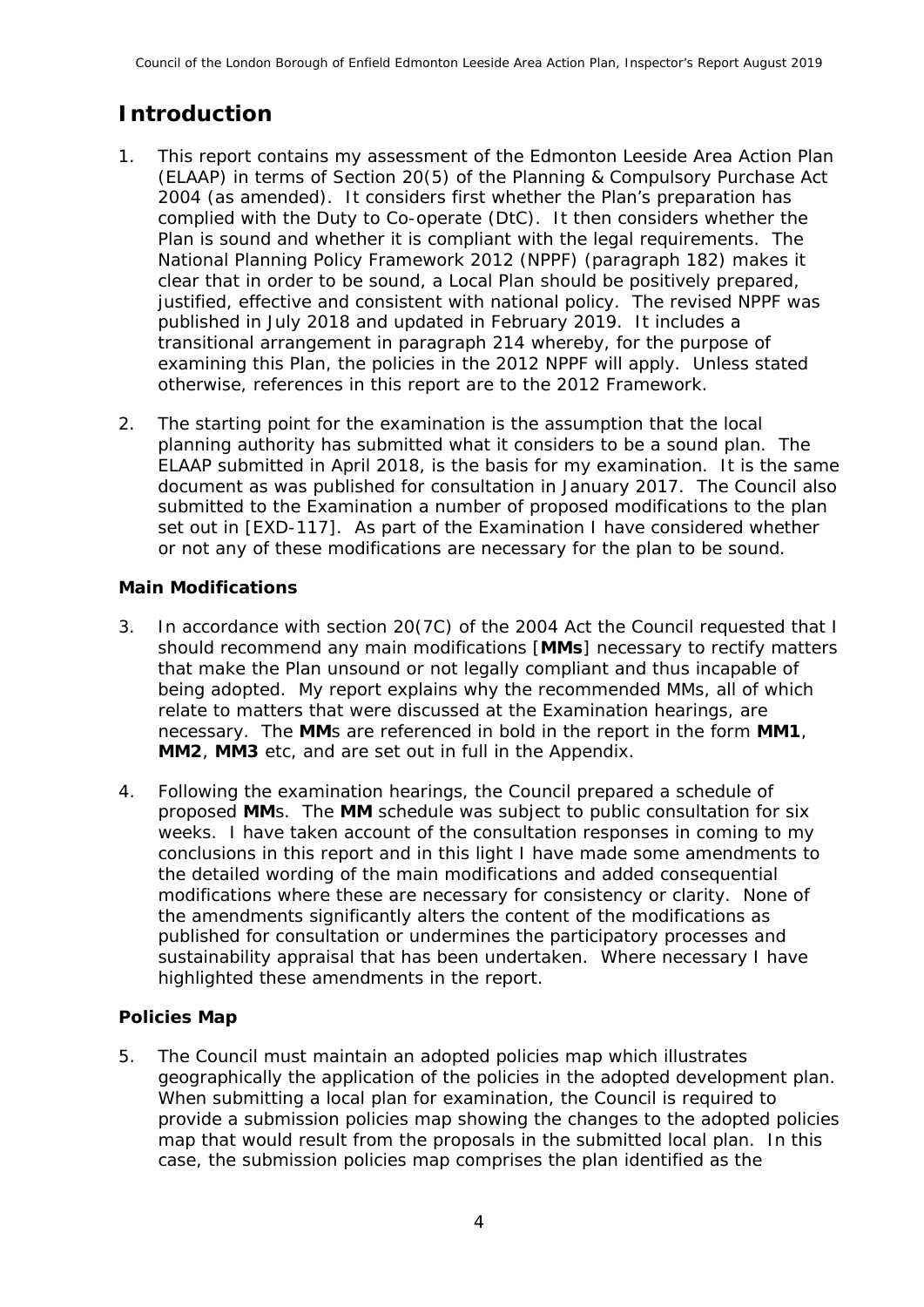# Introduction

1. This report contains my assessment of the Edmonton Leeside Area Action Plan (ELAAP) in terms of Section 20(5) of the Planning & Compulsory Purchase Act 2004 (as amended). It considers first whether the Plan's preparation has complied with the Duty to Co-operate (DtC). It then considers whether the Plan is sound and whether it is compliant with the legal requirements. The National Planning Policy Framework 2012 (NPPF) (paragraph 182) makes it clear that in order to be sound, a Local Plan should be positively prepared, justified, effective and consistent with national policy. The revised NPPF was published in July 2018 and updated in February 2019. It includes a transitional arrangement in paragraph 214 whereby, for the purpose of examining this Plan, the policies in the 2012 NPPF will apply. Unless stated otherwise, references in this report are to the 2012 Framework.

2. The starting point for the examination is the assumption that the local planning authority has submitted what it considers to be a sound plan. The ELAAP submitted in April 2018, is the basis for my examination. It is the same document as was published for consultation in January 2017. The Council also submitted to the Examination a number of proposed modifications to the plan set out in [EXD-117]. As part of the Examination I have considered whether or not any of these modifications are necessary for the plan to be sound.

### Main Modifications

3. In accordance with section 20(7C) of the 2004 Act the Council requested that I should recommend any main modifications [**MMs**] necessary to rectify matters that make the Plan unsound or not legally compliant and thus incapable of being adopted. My report explains why the recommended MMs, all of which relate to matters that were discussed at the Examination hearings, are necessary. The **MM**s are referenced in bold in the report in the form **MM1**, **MM2**, **MM3** etc, and are set out in full in the Appendix.

4. Following the examination hearings, the Council prepared a schedule of proposed **MM**s. The **MM** schedule was subject to public consultation for six weeks. I have taken account of the consultation responses in coming to my conclusions in this report and in this light I have made some amendments to the detailed wording of the main modifications and added consequential modifications where these are necessary for consistency or clarity. None of the amendments significantly alters the content of the modifications as published for consultation or undermines the participatory processes and sustainability appraisal that has been undertaken. Where necessary I have highlighted these amendments in the report.

### Policies Map

5. The Council must maintain an adopted policies map which illustrates geographically the application of the policies in the adopted development plan. When submitting a local plan for examination, the Council is required to provide a submission policies map showing the changes to the adopted policies map that would result from the proposals in the submitted local plan. In this case, the submission policies map comprises the plan identified as the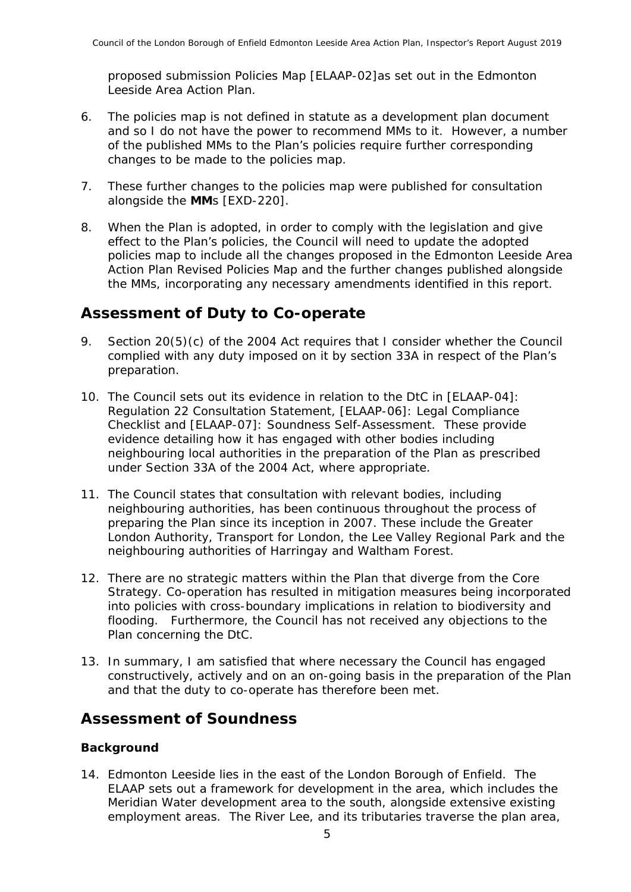proposed submission Policies Map [ELAAP-02]as set out in the Edmonton Leeside Area Action Plan.

6. The policies map is not defined in statute as a development plan document and so I do not have the power to recommend MMs to it. However, a number of the published MMs to the Plan's policies require further corresponding changes to be made to the policies map.

7. These further changes to the policies map were published for consultation alongside the **MM**s [EXD-220].

8. When the Plan is adopted, in order to comply with the legislation and give effect to the Plan's policies, the Council will need to update the adopted policies map to include all the changes proposed in the Edmonton Leeside Area Action Plan Revised Policies Map and the further changes published alongside the MMs, incorporating any necessary amendments identified in this report.

## Assessment of Duty to Co-operate

9. Section 20(5)(c) of the 2004 Act requires that I consider whether the Council complied with any duty imposed on it by section 33A in respect of the Plan's preparation.

10. The Council sets out its evidence in relation to the DtC in [ELAAP-04]: Regulation 22 Consultation Statement, [ELAAP-06]: Legal Compliance Checklist and [ELAAP-07]: Soundness Self-Assessment. These provide evidence detailing how it has engaged with other bodies including neighbouring local authorities in the preparation of the Plan as prescribed under Section 33A of the 2004 Act, where appropriate.

11. The Council states that consultation with relevant bodies, including neighbouring authorities, has been continuous throughout the process of preparing the Plan since its inception in 2007. These include the Greater London Authority, Transport for London, the Lee Valley Regional Park and the neighbouring authorities of Harringay and Waltham Forest.

12. There are no strategic matters within the Plan that diverge from the Core Strategy. Co-operation has resulted in mitigation measures being incorporated into policies with cross-boundary implications in relation to biodiversity and flooding. Furthermore, the Council has not received any objections to the Plan concerning the DtC.

13. In summary, I am satisfied that where necessary the Council has engaged constructively, actively and on an on-going basis in the preparation of the Plan and that the duty to co-operate has therefore been met.

## Assessment of Soundness

### Background

14. Edmonton Leeside lies in the east of the London Borough of Enfield. The ELAAP sets out a framework for development in the area, which includes the Meridian Water development area to the south, alongside extensive existing employment areas. The River Lee, and its tributaries traverse the plan area,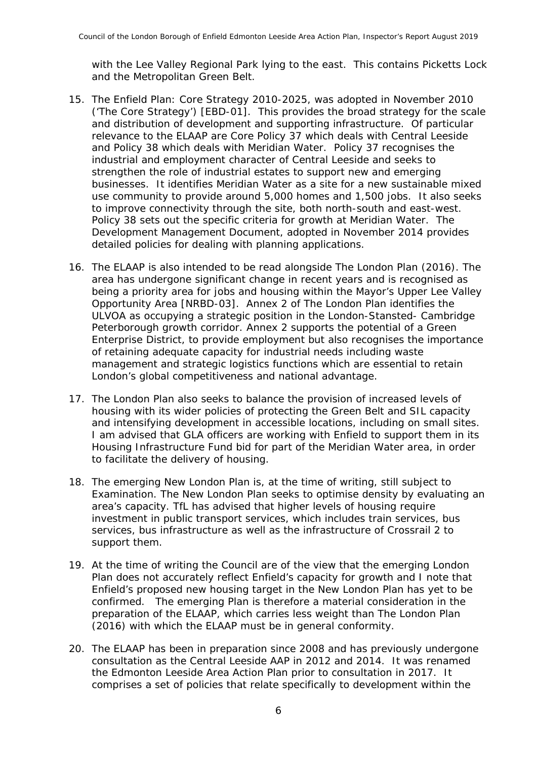with the Lee Valley Regional Park lying to the east. This contains Picketts Lock and the Metropolitan Green Belt.

15. The Enfield Plan: Core Strategy 2010-2025, was adopted in November 2010 ('The Core Strategy') [EBD-01]. This provides the broad strategy for the scale and distribution of development and supporting infrastructure. Of particular relevance to the ELAAP are Core Policy 37 which deals with Central Leeside and Policy 38 which deals with Meridian Water. Policy 37 recognises the industrial and employment character of Central Leeside and seeks to strengthen the role of industrial estates to support new and emerging businesses. It identifies Meridian Water as a site for a new sustainable mixed use community to provide around 5,000 homes and 1,500 jobs. It also seeks to improve connectivity through the site, both north-south and east-west. Policy 38 sets out the specific criteria for growth at Meridian Water. The Development Management Document, adopted in November 2014 provides detailed policies for dealing with planning applications.

16. The ELAAP is also intended to be read alongside The London Plan (2016). The area has undergone significant change in recent years and is recognised as being a priority area for jobs and housing within the Mayor's Upper Lee Valley Opportunity Area [NRBD-03]. Annex 2 of The London Plan identifies the ULVOA as occupying a strategic position in the London-Stansted- Cambridge Peterborough growth corridor. Annex 2 supports the potential of a Green Enterprise District, to provide employment but also recognises the importance of retaining adequate capacity for industrial needs including waste management and strategic logistics functions which are essential to retain London's global competitiveness and national advantage.

17. The London Plan also seeks to balance the provision of increased levels of housing with its wider policies of protecting the Green Belt and SIL capacity and intensifying development in accessible locations, including on small sites. I am advised that GLA officers are working with Enfield to support them in its Housing Infrastructure Fund bid for part of the Meridian Water area, in order to facilitate the delivery of housing.

18. The emerging New London Plan is, at the time of writing, still subject to Examination. The New London Plan seeks to optimise density by evaluating an area's capacity. TfL has advised that higher levels of housing require investment in public transport services, which includes train services, bus services, bus infrastructure as well as the infrastructure of Crossrail 2 to support them.

19. At the time of writing the Council are of the view that the emerging London Plan does not accurately reflect Enfield's capacity for growth and I note that Enfield's proposed new housing target in the New London Plan has yet to be confirmed. The emerging Plan is therefore a material consideration in the preparation of the ELAAP, which carries less weight than The London Plan (2016) with which the ELAAP must be in general conformity.

20. The ELAAP has been in preparation since 2008 and has previously undergone consultation as the Central Leeside AAP in 2012 and 2014. It was renamed the Edmonton Leeside Area Action Plan prior to consultation in 2017. It comprises a set of policies that relate specifically to development within the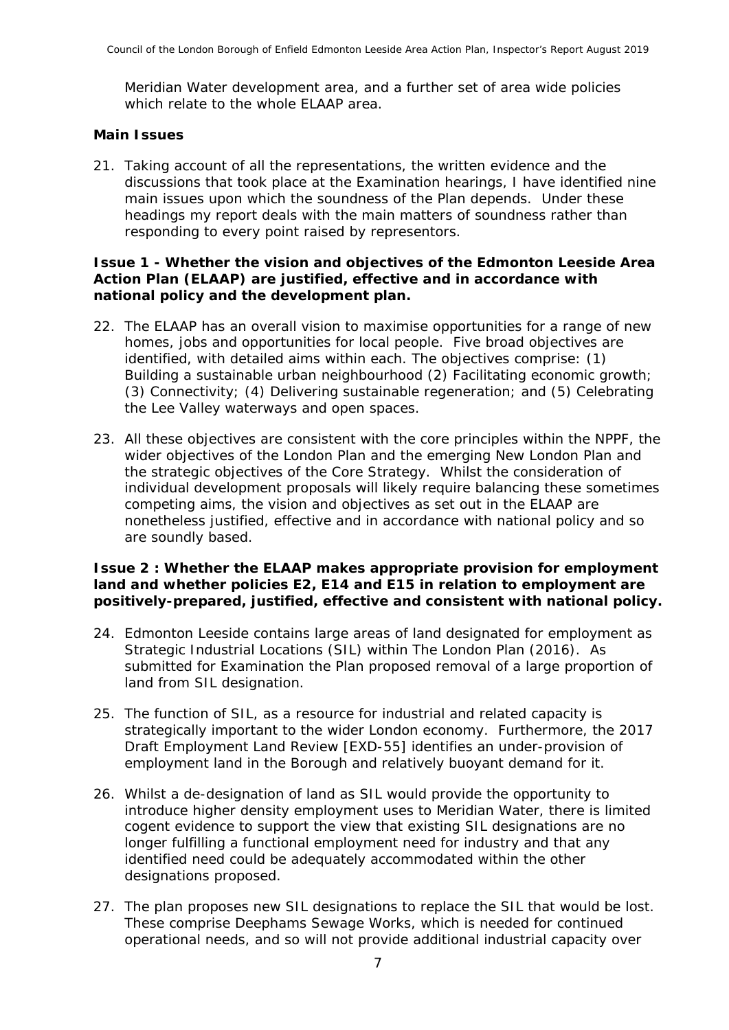Meridian Water development area, and a further set of area wide policies which relate to the whole ELAAP area.

## Main Issues

21. Taking account of all the representations, the written evidence and the discussions that took place at the Examination hearings, I have identified nine main issues upon which the soundness of the Plan depends. Under these headings my report deals with the main matters of soundness rather than responding to every point raised by representors.

### Issue 1 - Whether the vision and objectives of the Edmonton Leeside Area Action Plan (ELAAP) are justified, effective and in accordance with national policy and the development plan.

22. The ELAAP has an overall vision to maximise opportunities for a range of new homes, jobs and opportunities for local people. Five broad objectives are identified, with detailed aims within each. The objectives comprise: (1) Building a sustainable urban neighbourhood (2) Facilitating economic growth; (3) Connectivity; (4) Delivering sustainable regeneration; and (5) Celebrating the Lee Valley waterways and open spaces.

23. All these objectives are consistent with the core principles within the NPPF, the wider objectives of the London Plan and the emerging New London Plan and the strategic objectives of the Core Strategy. Whilst the consideration of individual development proposals will likely require balancing these sometimes competing aims, the vision and objectives as set out in the ELAAP are nonetheless justified, effective and in accordance with national policy and so are soundly based.

### Issue 2 : Whether the ELAAP makes appropriate provision for employment land and whether policies E2, E14 and E15 in relation to employment are positively-prepared, justified, effective and consistent with national policy.

24. Edmonton Leeside contains large areas of land designated for employment as Strategic Industrial Locations (SIL) within The London Plan (2016). As submitted for Examination the Plan proposed removal of a large proportion of land from SIL designation.

25. The function of SIL, as a resource for industrial and related capacity is strategically important to the wider London economy. Furthermore, the 2017 Draft Employment Land Review [EXD-55] identifies an under-provision of employment land in the Borough and relatively buoyant demand for it.

26. Whilst a de-designation of land as SIL would provide the opportunity to introduce higher density employment uses to Meridian Water, there is limited cogent evidence to support the view that existing SIL designations are no longer fulfilling a functional employment need for industry and that any identified need could be adequately accommodated within the other designations proposed.

27. The plan proposes new SIL designations to replace the SIL that would be lost. These comprise Deephams Sewage Works, which is needed for continued operational needs, and so will not provide additional industrial capacity over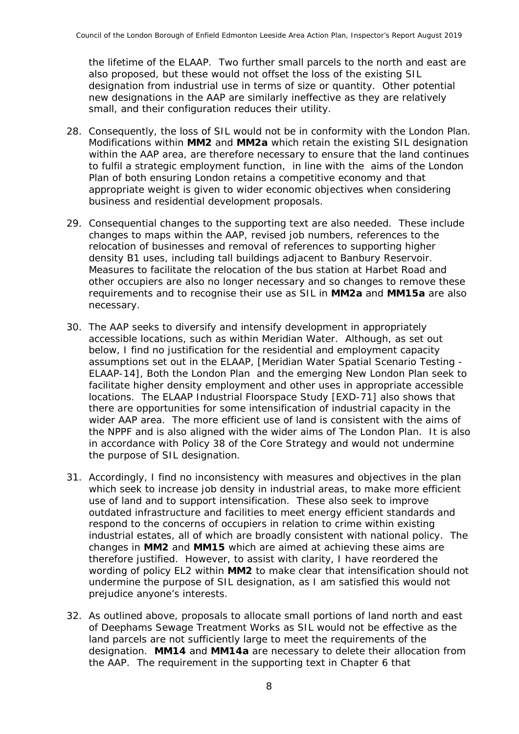the lifetime of the ELAAP. Two further small parcels to the north and east are also proposed, but these would not offset the loss of the existing SIL designation from industrial use in terms of size or quantity. Other potential new designations in the AAP are similarly ineffective as they are relatively small, and their configuration reduces their utility.

28. Consequently, the loss of SIL would not be in conformity with the London Plan. Modifications within **MM2** and **MM2a** which retain the existing SIL designation within the AAP area, are therefore necessary to ensure that the land continues to fulfil a strategic employment function, in line with the aims of the London Plan of both ensuring London retains a competitive economy and that appropriate weight is given to wider economic objectives when considering business and residential development proposals.

29. Consequential changes to the supporting text are also needed. These include changes to maps within the AAP, revised job numbers, references to the relocation of businesses and removal of references to supporting higher density B1 uses, including tall buildings adjacent to Banbury Reservoir. Measures to facilitate the relocation of the bus station at Harbet Road and other occupiers are also no longer necessary and so changes to remove these requirements and to recognise their use as SIL in **MM2a** and **MM15a** are also necessary.

30. The AAP seeks to diversify and intensify development in appropriately accessible locations, such as within Meridian Water. Although, as set out below, I find no justification for the residential and employment capacity assumptions set out in the ELAAP, [Meridian Water Spatial Scenario Testing - ELAAP-14], Both the London Plan and the emerging New London Plan seek to facilitate higher density employment and other uses in appropriate accessible locations. The ELAAP Industrial Floorspace Study [EXD-71] also shows that there are opportunities for some intensification of industrial capacity in the wider AAP area. The more efficient use of land is consistent with the aims of the NPPF and is also aligned with the wider aims of The London Plan. It is also in accordance with Policy 38 of the Core Strategy and would not undermine the purpose of SIL designation.

31. Accordingly, I find no inconsistency with measures and objectives in the plan which seek to increase job density in industrial areas, to make more efficient use of land and to support intensification. These also seek to improve outdated infrastructure and facilities to meet energy efficient standards and respond to the concerns of occupiers in relation to crime within existing industrial estates, all of which are broadly consistent with national policy. The changes in **MM2** and **MM15** which are aimed at achieving these aims are therefore justified. However, to assist with clarity, I have reordered the wording of policy EL2 within **MM2** to make clear that intensification should not undermine the purpose of SIL designation, as I am satisfied this would not prejudice anyone's interests.

32. As outlined above, proposals to allocate small portions of land north and east of Deephams Sewage Treatment Works as SIL would not be effective as the land parcels are not sufficiently large to meet the requirements of the designation. **MM14** and **MM14a** are necessary to delete their allocation from the AAP. The requirement in the supporting text in Chapter 6 that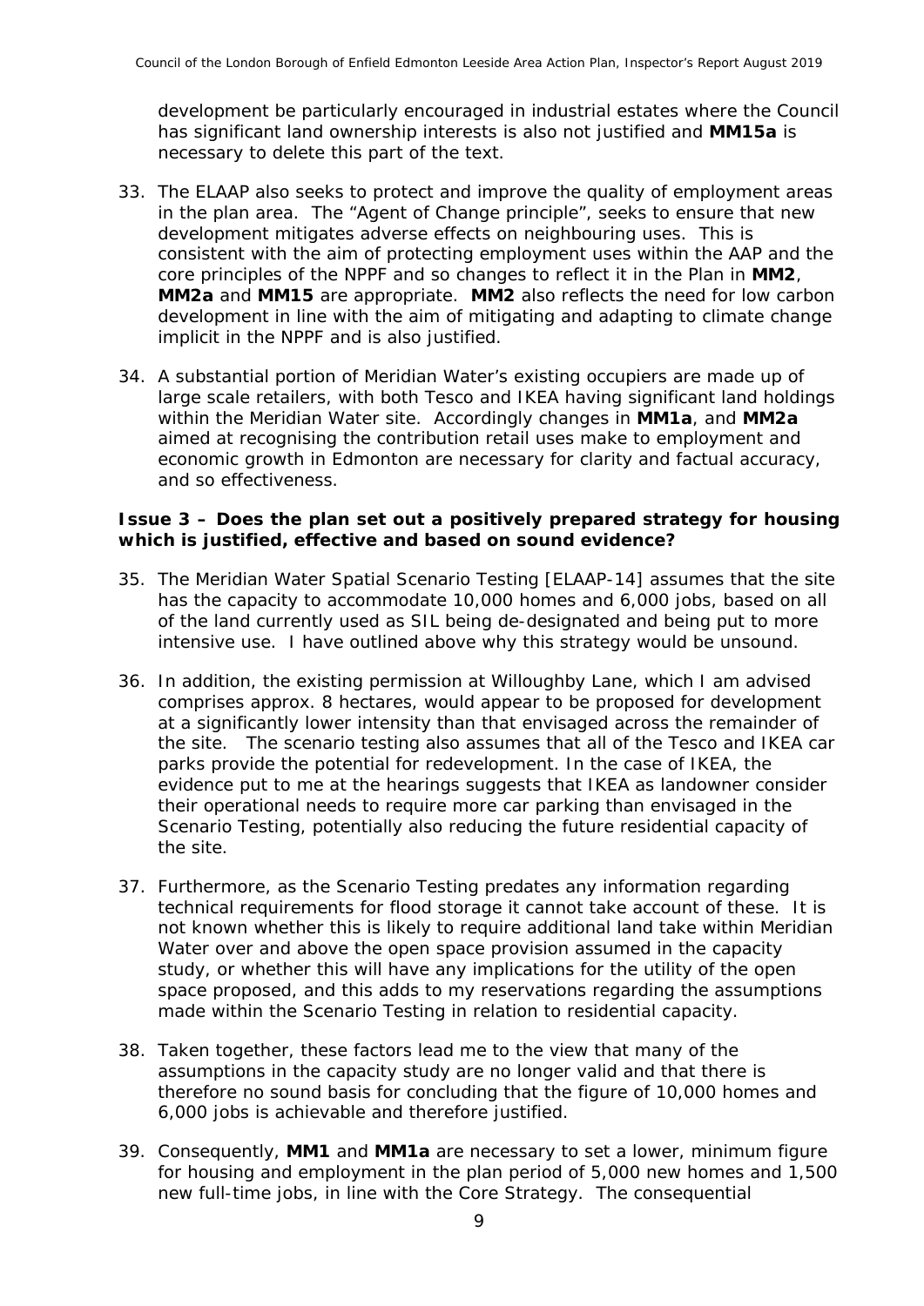development be particularly encouraged in industrial estates where the Council has significant land ownership interests is also not justified and **MM15a** is necessary to delete this part of the text.

33. The ELAAP also seeks to protect and improve the quality of employment areas in the plan area. The "Agent of Change principle", seeks to ensure that new development mitigates adverse effects on neighbouring uses. This is consistent with the aim of protecting employment uses within the AAP and the core principles of the NPPF and so changes to reflect it in the Plan in **MM2**, **MM2a** and **MM15** are appropriate. **MM2** also reflects the need for low carbon development in line with the aim of mitigating and adapting to climate change implicit in the NPPF and is also justified.

34. A substantial portion of Meridian Water's existing occupiers are made up of large scale retailers, with both Tesco and IKEA having significant land holdings within the Meridian Water site. Accordingly changes in **MM1a**, and **MM2a** aimed at recognising the contribution retail uses make to employment and economic growth in Edmonton are necessary for clarity and factual accuracy, and so effectiveness.

**Issue 3 – Does the plan set out a positively prepared strategy for housing which is justified, effective and based on sound evidence?**

35. The Meridian Water Spatial Scenario Testing [ELAAP-14] assumes that the site has the capacity to accommodate 10,000 homes and 6,000 jobs, based on all of the land currently used as SIL being de-designated and being put to more intensive use. I have outlined above why this strategy would be unsound.

36. In addition, the existing permission at Willoughby Lane, which I am advised comprises approx. 8 hectares, would appear to be proposed for development at a significantly lower intensity than that envisaged across the remainder of the site. The scenario testing also assumes that all of the Tesco and IKEA car parks provide the potential for redevelopment. In the case of IKEA, the evidence put to me at the hearings suggests that IKEA as landowner consider their operational needs to require more car parking than envisaged in the Scenario Testing, potentially also reducing the future residential capacity of the site.

37. Furthermore, as the Scenario Testing predates any information regarding technical requirements for flood storage it cannot take account of these. It is not known whether this is likely to require additional land take within Meridian Water over and above the open space provision assumed in the capacity study, or whether this will have any implications for the utility of the open space proposed, and this adds to my reservations regarding the assumptions made within the Scenario Testing in relation to residential capacity.

38. Taken together, these factors lead me to the view that many of the assumptions in the capacity study are no longer valid and that there is therefore no sound basis for concluding that the figure of 10,000 homes and 6,000 jobs is achievable and therefore justified.

39. Consequently, **MM1** and **MM1a** are necessary to set a lower, minimum figure for housing and employment in the plan period of 5,000 new homes and 1,500 new full-time jobs, in line with the Core Strategy. The consequential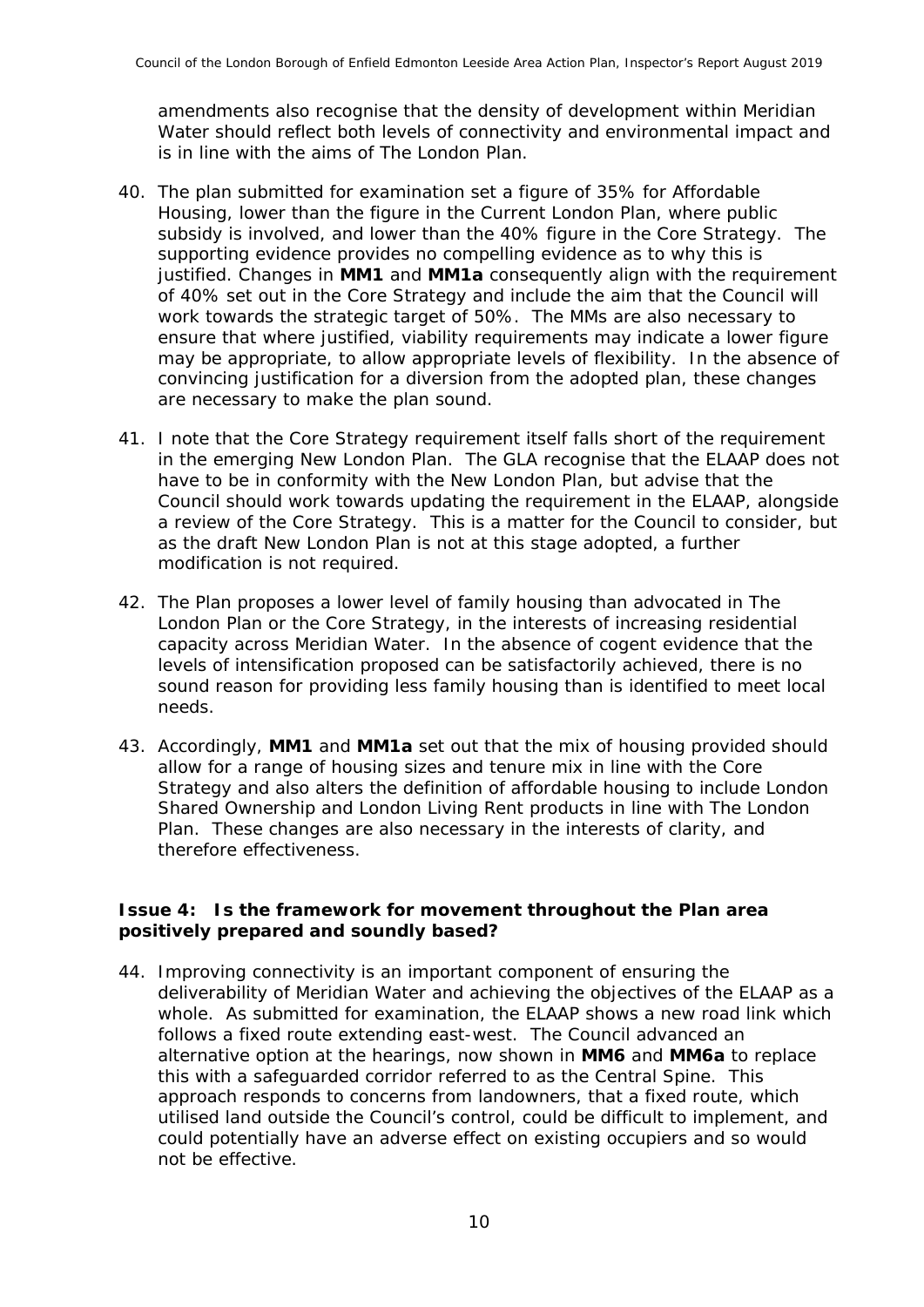amendments also recognise that the density of development within Meridian Water should reflect both levels of connectivity and environmental impact and is in line with the aims of The London Plan.

40. The plan submitted for examination set a figure of 35% for Affordable Housing, lower than the figure in the Current London Plan, where public subsidy is involved, and lower than the 40% figure in the Core Strategy. The supporting evidence provides no compelling evidence as to why this is justified. Changes in **MM1** and **MM1a** consequently align with the requirement of 40% set out in the Core Strategy and include the aim that the Council will work towards the strategic target of 50%. The MMs are also necessary to ensure that where justified, viability requirements may indicate a lower figure may be appropriate, to allow appropriate levels of flexibility. In the absence of convincing justification for a diversion from the adopted plan, these changes are necessary to make the plan sound.

41. I note that the Core Strategy requirement itself falls short of the requirement in the emerging New London Plan. The GLA recognise that the ELAAP does not have to be in conformity with the New London Plan, but advise that the Council should work towards updating the requirement in the ELAAP, alongside a review of the Core Strategy. This is a matter for the Council to consider, but as the draft New London Plan is not at this stage adopted, a further modification is not required.

42. The Plan proposes a lower level of family housing than advocated in The London Plan or the Core Strategy, in the interests of increasing residential capacity across Meridian Water. In the absence of cogent evidence that the levels of intensification proposed can be satisfactorily achieved, there is no sound reason for providing less family housing than is identified to meet local needs.

43. Accordingly, **MM1** and **MM1a** set out that the mix of housing provided should allow for a range of housing sizes and tenure mix in line with the Core Strategy and also alters the definition of affordable housing to include London Shared Ownership and London Living Rent products in line with The London Plan. These changes are also necessary in the interests of clarity, and therefore effectiveness.

**Issue 4: Is the framework for movement throughout the Plan area positively prepared and soundly based?**

44. Improving connectivity is an important component of ensuring the deliverability of Meridian Water and achieving the objectives of the ELAAP as a whole. As submitted for examination, the ELAAP shows a new road link which follows a fixed route extending east-west. The Council advanced an alternative option at the hearings, now shown in **MM6** and **MM6a** to replace this with a safeguarded corridor referred to as the Central Spine. This approach responds to concerns from landowners, that a fixed route, which utilised land outside the Council's control, could be difficult to implement, and could potentially have an adverse effect on existing occupiers and so would not be effective.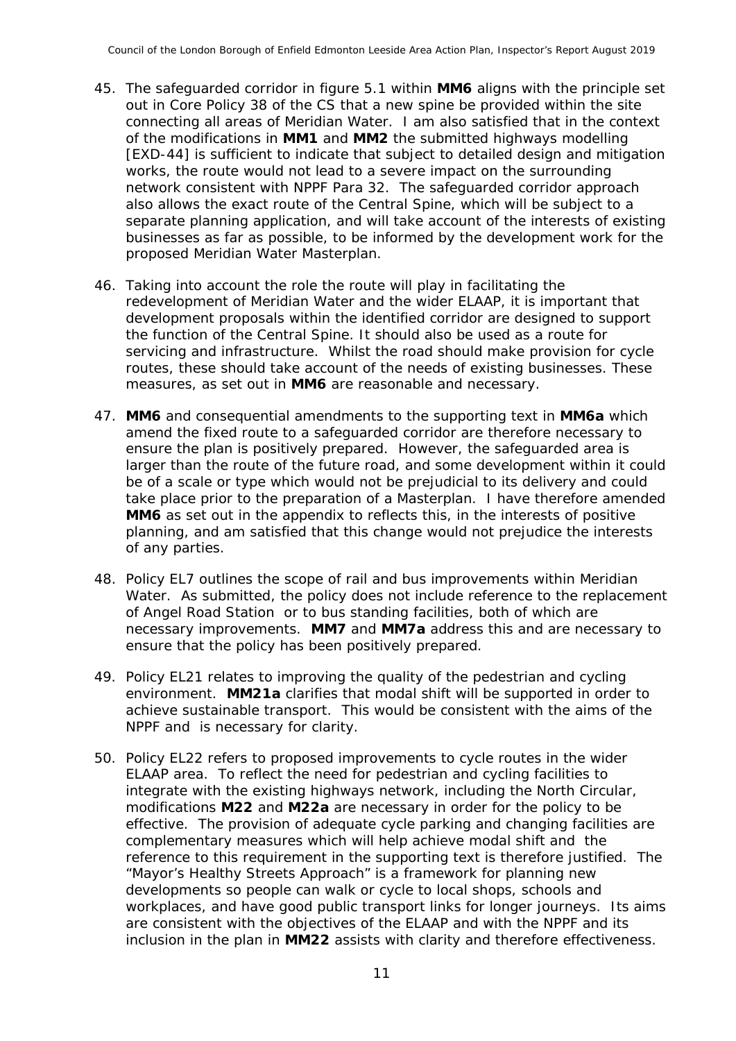45. The safeguarded corridor in figure 5.1 within **MM6** aligns with the principle set out in Core Policy 38 of the CS that a new spine be provided within the site connecting all areas of Meridian Water. I am also satisfied that in the context of the modifications in **MM1** and **MM2** the submitted highways modelling [EXD-44] is sufficient to indicate that subject to detailed design and mitigation works, the route would not lead to a severe impact on the surrounding network consistent with NPPF Para 32. The safeguarded corridor approach also allows the exact route of the Central Spine, which will be subject to a separate planning application, and will take account of the interests of existing businesses as far as possible, to be informed by the development work for the proposed Meridian Water Masterplan.

46. Taking into account the role the route will play in facilitating the redevelopment of Meridian Water and the wider ELAAP, it is important that development proposals within the identified corridor are designed to support the function of the Central Spine. It should also be used as a route for servicing and infrastructure. Whilst the road should make provision for cycle routes, these should take account of the needs of existing businesses. These measures, as set out in **MM6** are reasonable and necessary.

47. **MM6** and consequential amendments to the supporting text in **MM6a** which amend the fixed route to a safeguarded corridor are therefore necessary to ensure the plan is positively prepared. However, the safeguarded area is larger than the route of the future road, and some development within it could be of a scale or type which would not be prejudicial to its delivery and could take place prior to the preparation of a Masterplan. I have therefore amended **MM6** as set out in the appendix to reflects this, in the interests of positive planning, and am satisfied that this change would not prejudice the interests of any parties.

48. Policy EL7 outlines the scope of rail and bus improvements within Meridian Water. As submitted, the policy does not include reference to the replacement of Angel Road Station or to bus standing facilities, both of which are necessary improvements. **MM7** and **MM7a** address this and are necessary to ensure that the policy has been positively prepared.

49. Policy EL21 relates to improving the quality of the pedestrian and cycling environment. **MM21a** clarifies that modal shift will be supported in order to achieve sustainable transport. This would be consistent with the aims of the NPPF and is necessary for clarity.

50. Policy EL22 refers to proposed improvements to cycle routes in the wider ELAAP area. To reflect the need for pedestrian and cycling facilities to integrate with the existing highways network, including the North Circular, modifications **M22** and **M22a** are necessary in order for the policy to be effective. The provision of adequate cycle parking and changing facilities are complementary measures which will help achieve modal shift and the reference to this requirement in the supporting text is therefore justified. The "Mayor's Healthy Streets Approach" is a framework for planning new developments so people can walk or cycle to local shops, schools and workplaces, and have good public transport links for longer journeys. Its aims are consistent with the objectives of the ELAAP and with the NPPF and its inclusion in the plan in **MM22** assists with clarity and therefore effectiveness.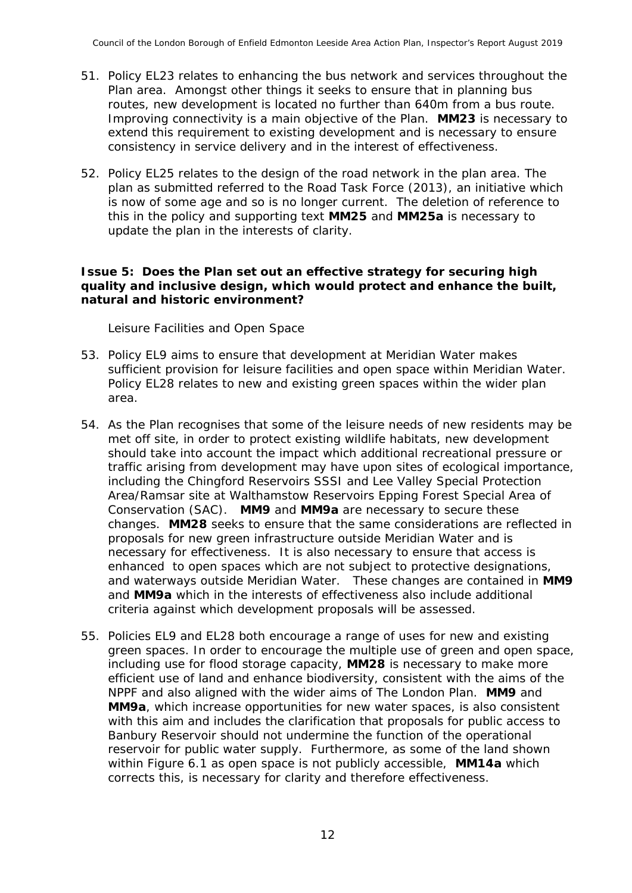51. Policy EL23 relates to enhancing the bus network and services throughout the Plan area. Amongst other things it seeks to ensure that in planning bus routes, new development is located no further than 640m from a bus route. Improving connectivity is a main objective of the Plan. **MM23** is necessary to extend this requirement to existing development and is necessary to ensure consistency in service delivery and in the interest of effectiveness.

52. Policy EL25 relates to the design of the road network in the plan area. The plan as submitted referred to the Road Task Force (2013), an initiative which is now of some age and so is no longer current. The deletion of reference to this in the policy and supporting text **MM25** and **MM25a** is necessary to update the plan in the interests of clarity.

**Issue 5: Does the Plan set out an effective strategy for securing high quality and inclusive design, which would protect and enhance the built, natural and historic environment?**

*Leisure Facilities and Open Space*

53. Policy EL9 aims to ensure that development at Meridian Water makes sufficient provision for leisure facilities and open space within Meridian Water. Policy EL28 relates to new and existing green spaces within the wider plan area.

54. As the Plan recognises that some of the leisure needs of new residents may be met off site, in order to protect existing wildlife habitats, new development should take into account the impact which additional recreational pressure or traffic arising from development may have upon sites of ecological importance, including the Chingford Reservoirs SSSI and Lee Valley Special Protection Area/Ramsar site at Walthamstow Reservoirs Epping Forest Special Area of Conservation (SAC). **MM9** and **MM9a** are necessary to secure these changes. **MM28** seeks to ensure that the same considerations are reflected in proposals for new green infrastructure outside Meridian Water and is necessary for effectiveness. It is also necessary to ensure that access is enhanced to open spaces which are not subject to protective designations, and waterways outside Meridian Water. These changes are contained in **MM9** and **MM9a** which in the interests of effectiveness also include additional criteria against which development proposals will be assessed.

55. Policies EL9 and EL28 both encourage a range of uses for new and existing green spaces. In order to encourage the multiple use of green and open space, including use for flood storage capacity, **MM28** is necessary to make more efficient use of land and enhance biodiversity, consistent with the aims of the NPPF and also aligned with the wider aims of The London Plan. **MM9** and **MM9a**, which increase opportunities for new water spaces, is also consistent with this aim and includes the clarification that proposals for public access to Banbury Reservoir should not undermine the function of the operational reservoir for public water supply. Furthermore, as some of the land shown within Figure 6.1 as open space is not publicly accessible, **MM14a** which corrects this, is necessary for clarity and therefore effectiveness.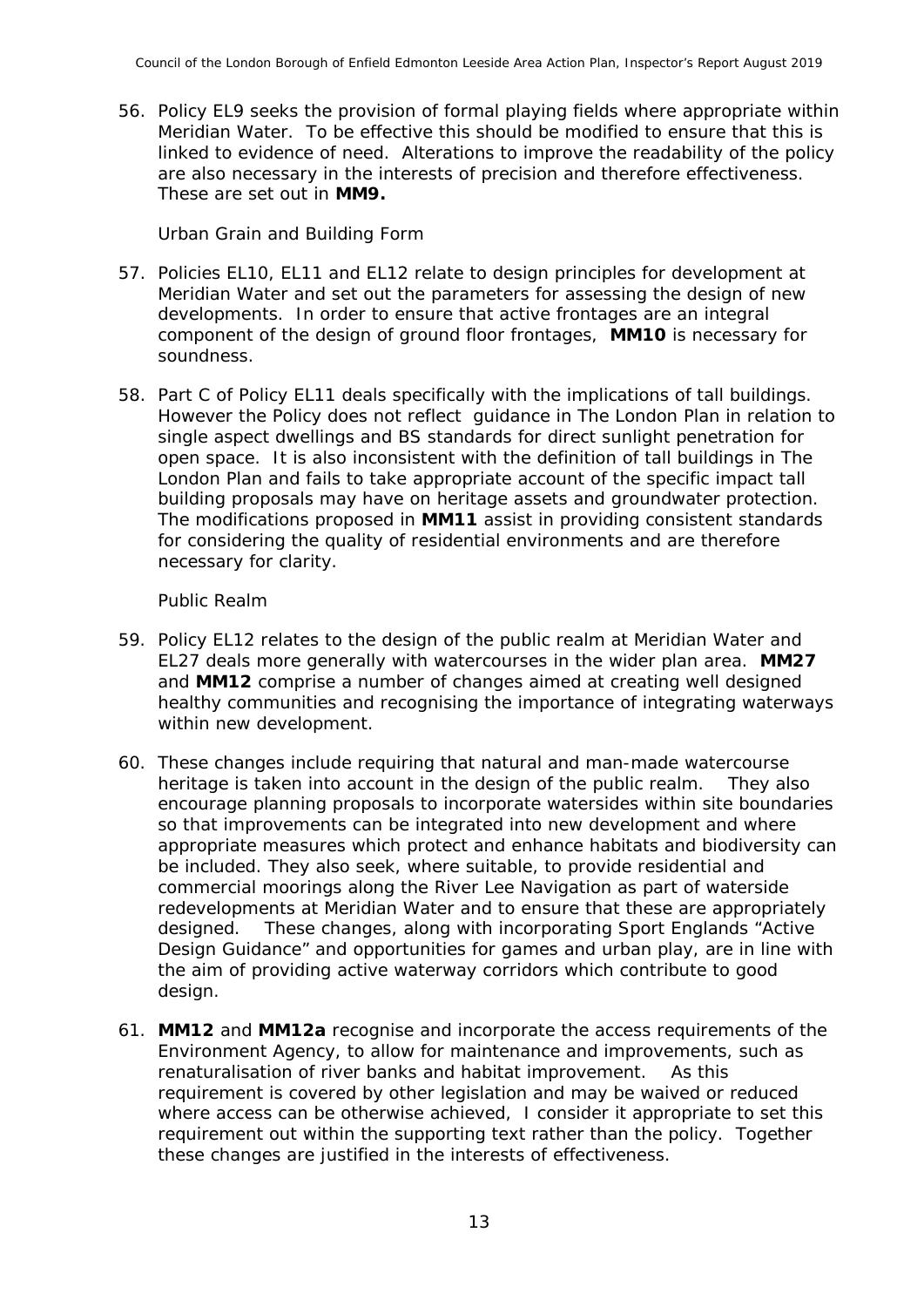56. Policy EL9 seeks the provision of formal playing fields where appropriate within Meridian Water. To be effective this should be modified to ensure that this is linked to evidence of need. Alterations to improve the readability of the policy are also necessary in the interests of precision and therefore effectiveness. These are set out in **MM9.**

*Urban Grain and Building Form*

57. Policies EL10, EL11 and EL12 relate to design principles for development at Meridian Water and set out the parameters for assessing the design of new developments. In order to ensure that active frontages are an integral component of the design of ground floor frontages, **MM10** is necessary for soundness.

58. Part C of Policy EL11 deals specifically with the implications of tall buildings. However the Policy does not reflect guidance in The London Plan in relation to single aspect dwellings and BS standards for direct sunlight penetration for open space. It is also inconsistent with the definition of tall buildings in The London Plan and fails to take appropriate account of the specific impact tall building proposals may have on heritage assets and groundwater protection. The modifications proposed in **MM11** assist in providing consistent standards for considering the quality of residential environments and are therefore necessary for clarity.

*Public Realm*

59. Policy EL12 relates to the design of the public realm at Meridian Water and EL27 deals more generally with watercourses in the wider plan area. **MM27** and **MM12** comprise a number of changes aimed at creating well designed healthy communities and recognising the importance of integrating waterways within new development.

60. These changes include requiring that natural and man-made watercourse heritage is taken into account in the design of the public realm. They also encourage planning proposals to incorporate watersides within site boundaries so that improvements can be integrated into new development and where appropriate measures which protect and enhance habitats and biodiversity can be included. They also seek, where suitable, to provide residential and commercial moorings along the River Lee Navigation as part of waterside redevelopments at Meridian Water and to ensure that these are appropriately designed. These changes, along with incorporating Sport Englands "Active Design Guidance" and opportunities for games and urban play, are in line with the aim of providing active waterway corridors which contribute to good design.

61. **MM12** and **MM12a** recognise and incorporate the access requirements of the Environment Agency, to allow for maintenance and improvements, such as renaturalisation of river banks and habitat improvement. As this requirement is covered by other legislation and may be waived or reduced where access can be otherwise achieved, I consider it appropriate to set this requirement out within the supporting text rather than the policy. Together these changes are justified in the interests of effectiveness.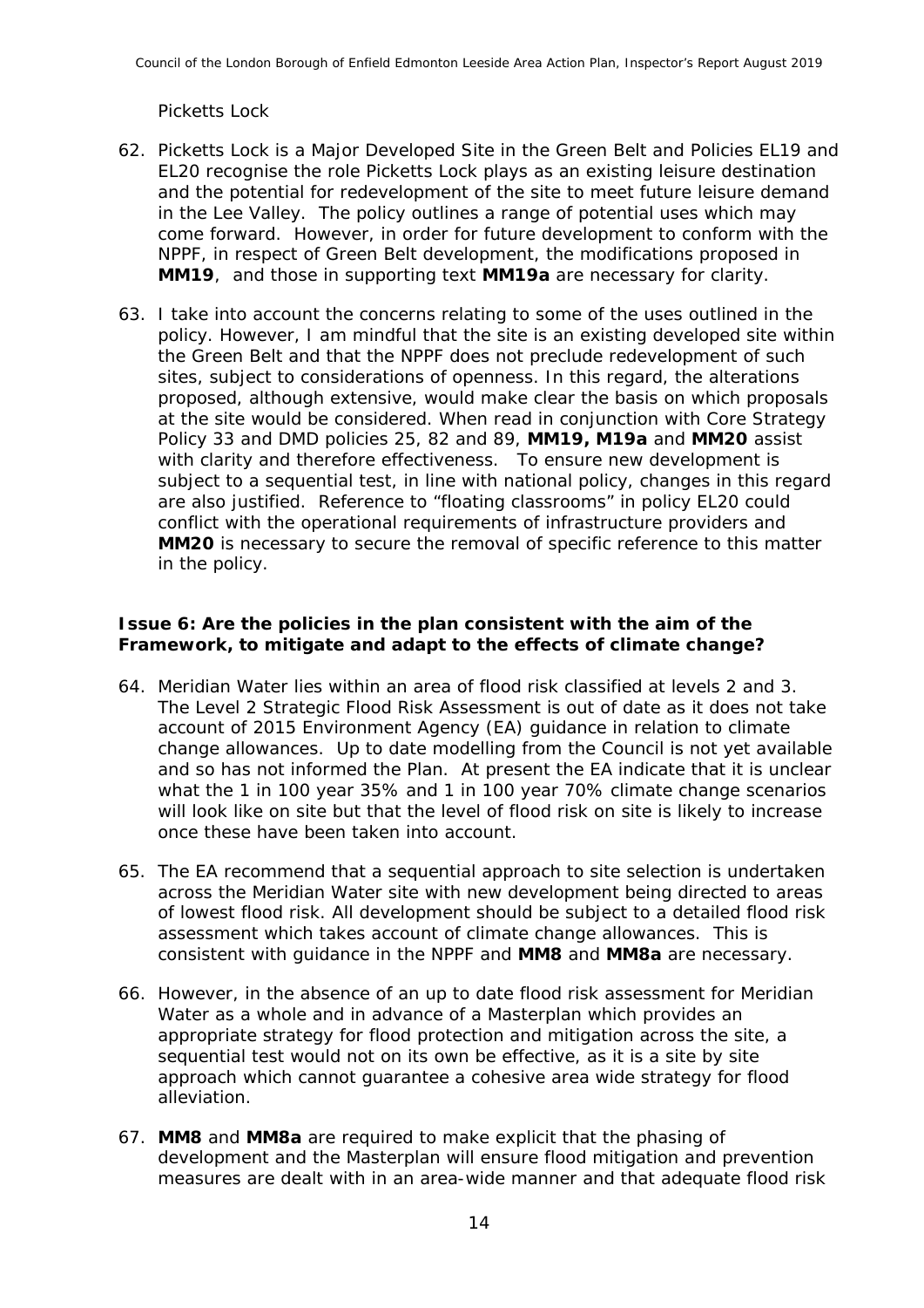*Picketts Lock*

62. Picketts Lock is a Major Developed Site in the Green Belt and Policies EL19 and EL20 recognise the role Picketts Lock plays as an existing leisure destination and the potential for redevelopment of the site to meet future leisure demand in the Lee Valley. The policy outlines a range of potential uses which may come forward. However, in order for future development to conform with the NPPF, in respect of Green Belt development, the modifications proposed in **MM19**, and those in supporting text **MM19a** are necessary for clarity.

63. I take into account the concerns relating to some of the uses outlined in the policy. However, I am mindful that the site is an existing developed site within the Green Belt and that the NPPF does not preclude redevelopment of such sites, subject to considerations of openness. In this regard, the alterations proposed, although extensive, would make clear the basis on which proposals at the site would be considered. When read in conjunction with Core Strategy Policy 33 and DMD policies 25, 82 and 89, **MM19, M19a** and **MM20** assist with clarity and therefore effectiveness. To ensure new development is subject to a sequential test, in line with national policy, changes in this regard are also justified. Reference to "floating classrooms" in policy EL20 could conflict with the operational requirements of infrastructure providers and **MM20** is necessary to secure the removal of specific reference to this matter in the policy.

**Issue 6: Are the policies in the plan consistent with the aim of the Framework, to mitigate and adapt to the effects of climate change?**

64. Meridian Water lies within an area of flood risk classified at levels 2 and 3. The Level 2 Strategic Flood Risk Assessment is out of date as it does not take account of 2015 Environment Agency (EA) guidance in relation to climate change allowances. Up to date modelling from the Council is not yet available and so has not informed the Plan. At present the EA indicate that it is unclear what the 1 in 100 year 35% and 1 in 100 year 70% climate change scenarios will look like on site but that the level of flood risk on site is likely to increase once these have been taken into account.

65. The EA recommend that a sequential approach to site selection is undertaken across the Meridian Water site with new development being directed to areas of lowest flood risk. All development should be subject to a detailed flood risk assessment which takes account of climate change allowances. This is consistent with guidance in the NPPF and **MM8** and **MM8a** are necessary.

66. However, in the absence of an up to date flood risk assessment for Meridian Water as a whole and in advance of a Masterplan which provides an appropriate strategy for flood protection and mitigation across the site, a sequential test would not on its own be effective, as it is a site by site approach which cannot guarantee a cohesive area wide strategy for flood alleviation.

67. **MM8** and **MM8a** are required to make explicit that the phasing of development and the Masterplan will ensure flood mitigation and prevention measures are dealt with in an area-wide manner and that adequate flood risk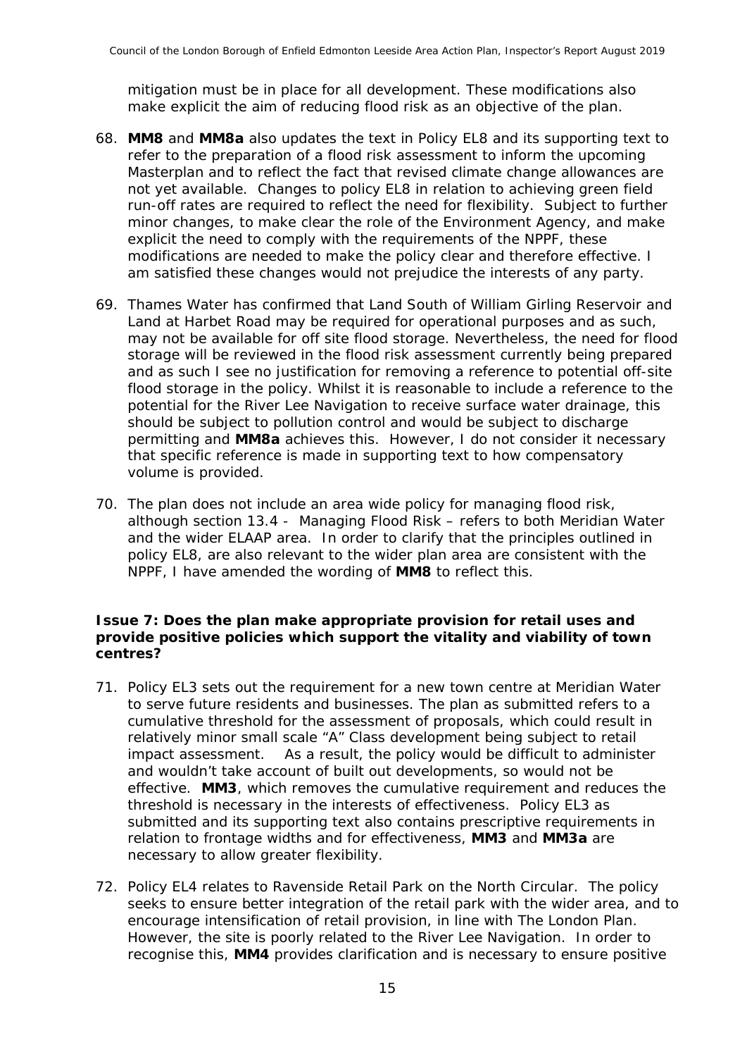mitigation must be in place for all development. These modifications also make explicit the aim of reducing flood risk as an objective of the plan.

68. **MM8** and **MM8a** also updates the text in Policy EL8 and its supporting text to refer to the preparation of a flood risk assessment to inform the upcoming Masterplan and to reflect the fact that revised climate change allowances are not yet available. Changes to policy EL8 in relation to achieving green field run-off rates are required to reflect the need for flexibility. Subject to further minor changes, to make clear the role of the Environment Agency, and make explicit the need to comply with the requirements of the NPPF, these modifications are needed to make the policy clear and therefore effective. I am satisfied these changes would not prejudice the interests of any party.

69. Thames Water has confirmed that Land South of William Girling Reservoir and Land at Harbet Road may be required for operational purposes and as such, may not be available for off site flood storage. Nevertheless, the need for flood storage will be reviewed in the flood risk assessment currently being prepared and as such I see no justification for removing a reference to potential off-site flood storage in the policy. Whilst it is reasonable to include a reference to the potential for the River Lee Navigation to receive surface water drainage, this should be subject to pollution control and would be subject to discharge permitting and **MM8a** achieves this. However, I do not consider it necessary that specific reference is made in supporting text to how compensatory volume is provided.

70. The plan does not include an area wide policy for managing flood risk, although section 13.4 - Managing Flood Risk – refers to both Meridian Water and the wider ELAAP area. In order to clarify that the principles outlined in policy EL8, are also relevant to the wider plan area are consistent with the NPPF, I have amended the wording of **MM8** to reflect this.

### Issue 7: Does the plan make appropriate provision for retail uses and provide positive policies which support the vitality and viability of town centres?

71. Policy EL3 sets out the requirement for a new town centre at Meridian Water to serve future residents and businesses. The plan as submitted refers to a cumulative threshold for the assessment of proposals, which could result in relatively minor small scale "A" Class development being subject to retail impact assessment. As a result, the policy would be difficult to administer and wouldn't take account of built out developments, so would not be effective. **MM3**, which removes the cumulative requirement and reduces the threshold is necessary in the interests of effectiveness. Policy EL3 as submitted and its supporting text also contains prescriptive requirements in relation to frontage widths and for effectiveness, **MM3** and **MM3a** are necessary to allow greater flexibility.

72. Policy EL4 relates to Ravenside Retail Park on the North Circular. The policy seeks to ensure better integration of the retail park with the wider area, and to encourage intensification of retail provision, in line with The London Plan. However, the site is poorly related to the River Lee Navigation. In order to recognise this, **MM4** provides clarification and is necessary to ensure positive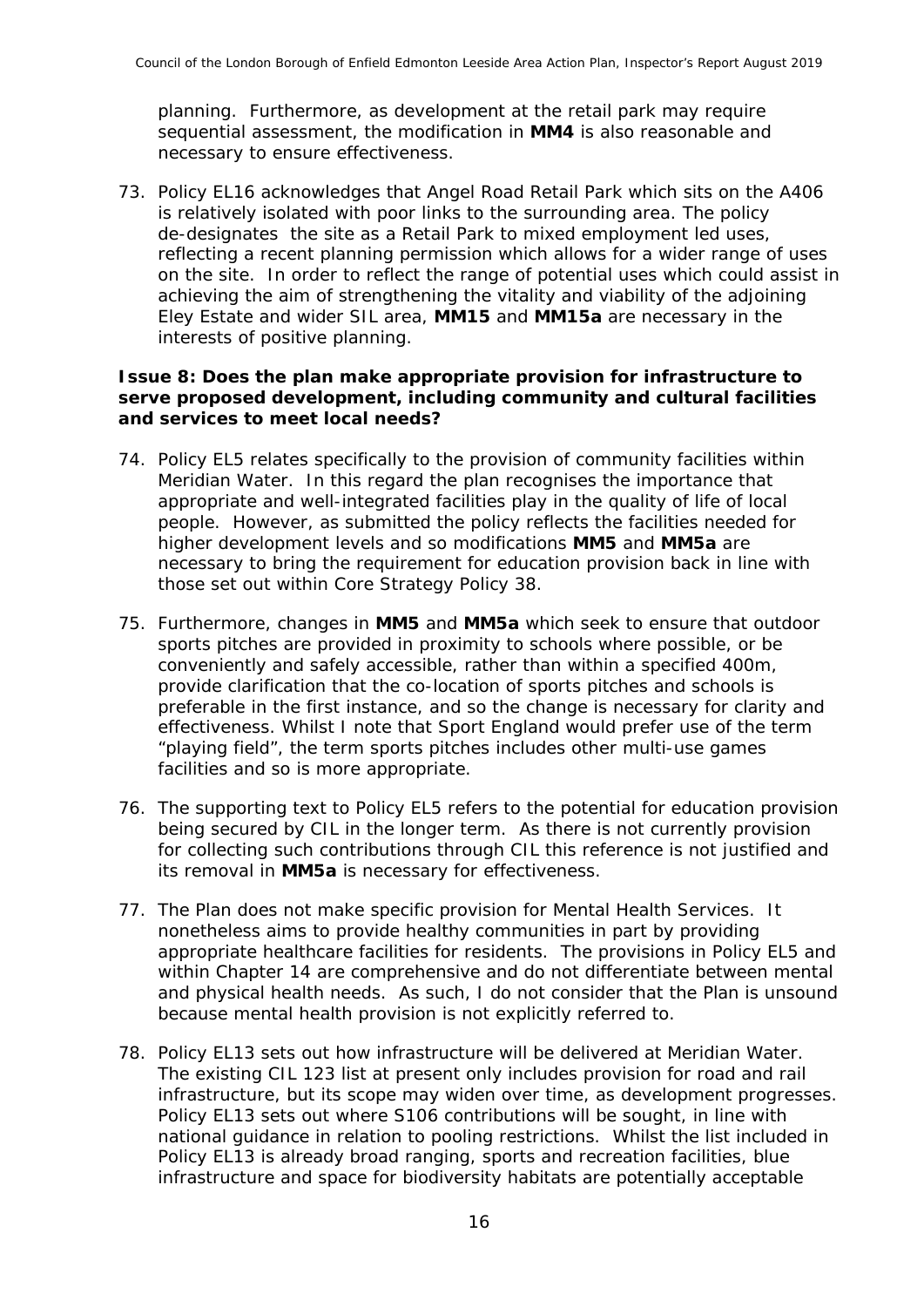planning. Furthermore, as development at the retail park may require sequential assessment, the modification in **MM4** is also reasonable and necessary to ensure effectiveness.

73. Policy EL16 acknowledges that Angel Road Retail Park which sits on the A406 is relatively isolated with poor links to the surrounding area. The policy de-designates the site as a Retail Park to mixed employment led uses, reflecting a recent planning permission which allows for a wider range of uses on the site. In order to reflect the range of potential uses which could assist in achieving the aim of strengthening the vitality and viability of the adjoining Eley Estate and wider SIL area, **MM15** and **MM15a** are necessary in the interests of positive planning.

### Issue 8: Does the plan make appropriate provision for infrastructure to serve proposed development, including community and cultural facilities and services to meet local needs?

74. Policy EL5 relates specifically to the provision of community facilities within Meridian Water. In this regard the plan recognises the importance that appropriate and well-integrated facilities play in the quality of life of local people. However, as submitted the policy reflects the facilities needed for higher development levels and so modifications **MM5** and **MM5a** are necessary to bring the requirement for education provision back in line with those set out within Core Strategy Policy 38.

75. Furthermore, changes in **MM5** and **MM5a** which seek to ensure that outdoor sports pitches are provided in proximity to schools where possible, or be conveniently and safely accessible, rather than within a specified 400m, provide clarification that the co-location of sports pitches and schools is preferable in the first instance, and so the change is necessary for clarity and effectiveness. Whilst I note that Sport England would prefer use of the term "playing field", the term sports pitches includes other multi-use games facilities and so is more appropriate.

76. The supporting text to Policy EL5 refers to the potential for education provision being secured by CIL in the longer term. As there is not currently provision for collecting such contributions through CIL this reference is not justified and its removal in **MM5a** is necessary for effectiveness.

77. The Plan does not make specific provision for Mental Health Services. It nonetheless aims to provide healthy communities in part by providing appropriate healthcare facilities for residents. The provisions in Policy EL5 and within Chapter 14 are comprehensive and do not differentiate between mental and physical health needs. As such, I do not consider that the Plan is unsound because mental health provision is not explicitly referred to.

78. Policy EL13 sets out how infrastructure will be delivered at Meridian Water. The existing CIL 123 list at present only includes provision for road and rail infrastructure, but its scope may widen over time, as development progresses. Policy EL13 sets out where S106 contributions will be sought, in line with national guidance in relation to pooling restrictions. Whilst the list included in Policy EL13 is already broad ranging, sports and recreation facilities, blue infrastructure and space for biodiversity habitats are potentially acceptable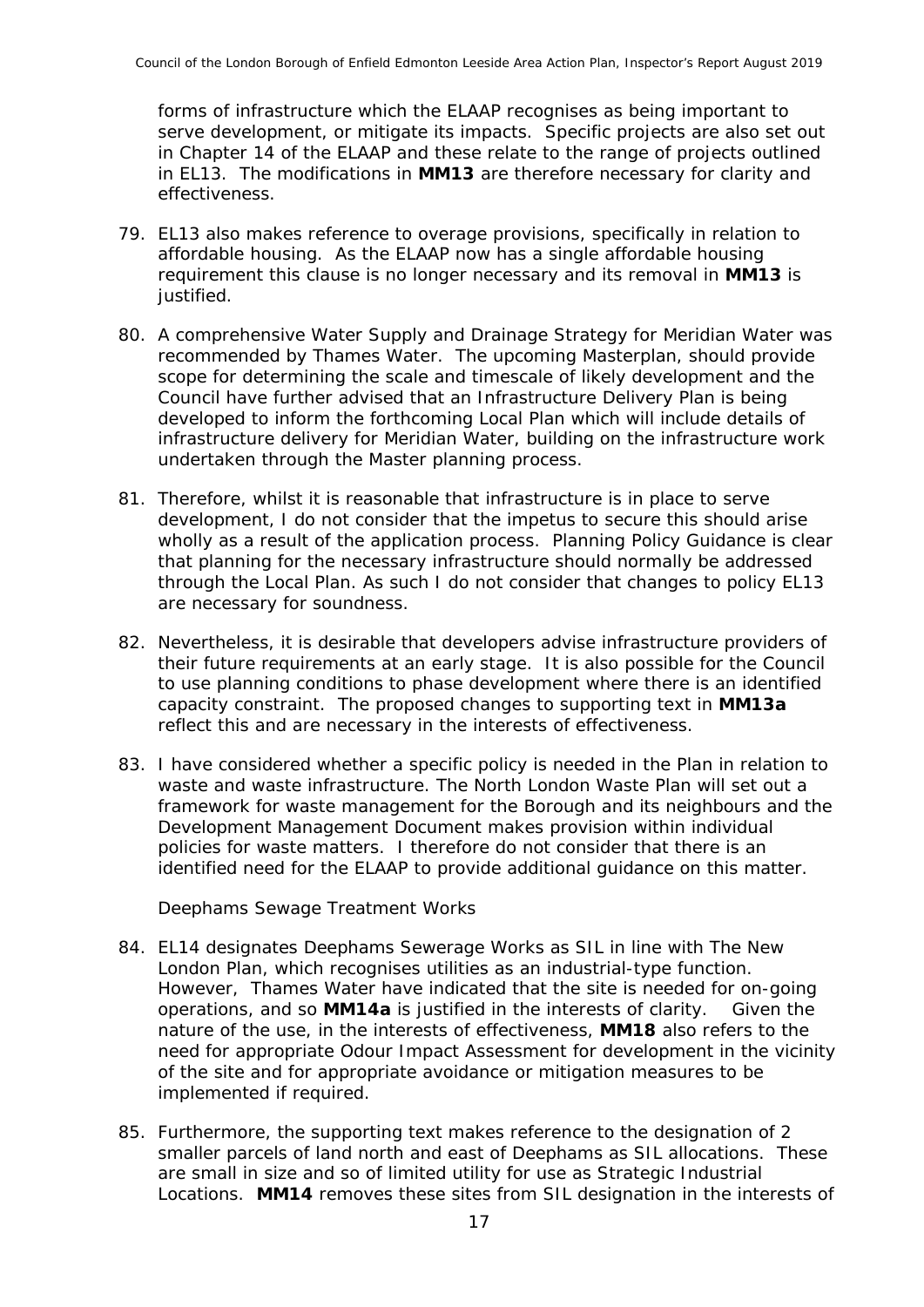forms of infrastructure which the ELAAP recognises as being important to serve development, or mitigate its impacts. Specific projects are also set out in Chapter 14 of the ELAAP and these relate to the range of projects outlined in EL13. The modifications in **MM13** are therefore necessary for clarity and effectiveness.

79. EL13 also makes reference to overage provisions, specifically in relation to affordable housing. As the ELAAP now has a single affordable housing requirement this clause is no longer necessary and its removal in **MM13** is justified.

80. A comprehensive Water Supply and Drainage Strategy for Meridian Water was recommended by Thames Water. The upcoming Masterplan, should provide scope for determining the scale and timescale of likely development and the Council have further advised that an Infrastructure Delivery Plan is being developed to inform the forthcoming Local Plan which will include details of infrastructure delivery for Meridian Water, building on the infrastructure work undertaken through the Master planning process.

81. Therefore, whilst it is reasonable that infrastructure is in place to serve development, I do not consider that the impetus to secure this should arise wholly as a result of the application process. Planning Policy Guidance is clear that planning for the necessary infrastructure should normally be addressed through the Local Plan. As such I do not consider that changes to policy EL13 are necessary for soundness.

82. Nevertheless, it is desirable that developers advise infrastructure providers of their future requirements at an early stage. It is also possible for the Council to use planning conditions to phase development where there is an identified capacity constraint. The proposed changes to supporting text in **MM13a** reflect this and are necessary in the interests of effectiveness.

83. I have considered whether a specific policy is needed in the Plan in relation to waste and waste infrastructure. The North London Waste Plan will set out a framework for waste management for the Borough and its neighbours and the Development Management Document makes provision within individual policies for waste matters. I therefore do not consider that there is an identified need for the ELAAP to provide additional guidance on this matter.

*Deephams Sewage Treatment Works*

84. EL14 designates Deephams Sewerage Works as SIL in line with The New London Plan, which recognises utilities as an industrial-type function. However, Thames Water have indicated that the site is needed for on-going operations, and so **MM14a** is justified in the interests of clarity. Given the nature of the use, in the interests of effectiveness, **MM18** also refers to the need for appropriate Odour Impact Assessment for development in the vicinity of the site and for appropriate avoidance or mitigation measures to be implemented if required.

85. Furthermore, the supporting text makes reference to the designation of 2 smaller parcels of land north and east of Deephams as SIL allocations. These are small in size and so of limited utility for use as Strategic Industrial Locations. **MM14** removes these sites from SIL designation in the interests of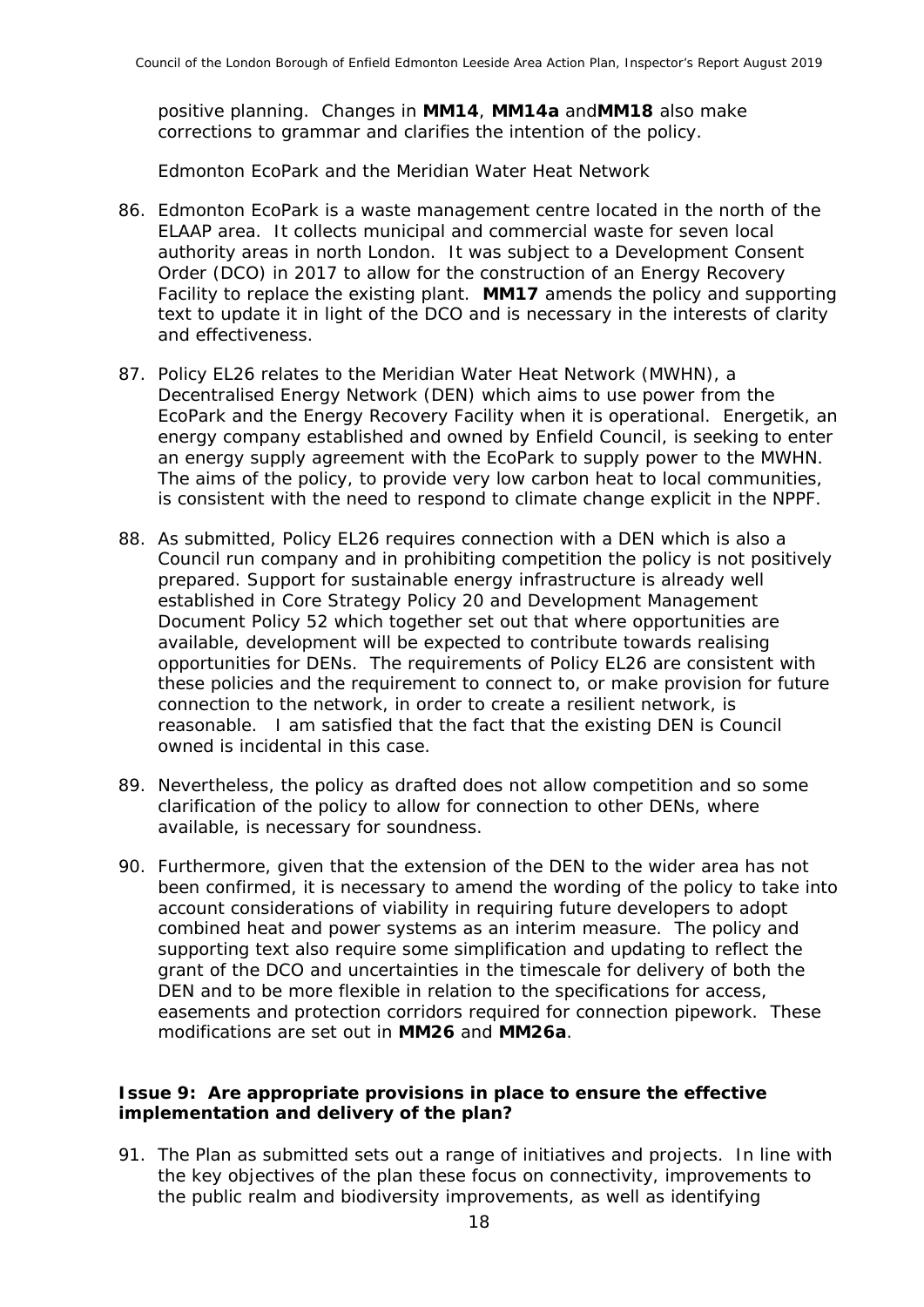positive planning. Changes in **MM14**, **MM14a** and**MM18** also make corrections to grammar and clarifies the intention of the policy.

*Edmonton EcoPark and the Meridian Water Heat Network*

86. Edmonton EcoPark is a waste management centre located in the north of the ELAAP area. It collects municipal and commercial waste for seven local authority areas in north London. It was subject to a Development Consent Order (DCO) in 2017 to allow for the construction of an Energy Recovery Facility to replace the existing plant. **MM17** amends the policy and supporting text to update it in light of the DCO and is necessary in the interests of clarity and effectiveness.

87. Policy EL26 relates to the Meridian Water Heat Network (MWHN), a Decentralised Energy Network (DEN) which aims to use power from the EcoPark and the Energy Recovery Facility when it is operational. Energetik, an energy company established and owned by Enfield Council, is seeking to enter an energy supply agreement with the EcoPark to supply power to the MWHN. The aims of the policy, to provide very low carbon heat to local communities, is consistent with the need to respond to climate change explicit in the NPPF.

88. As submitted, Policy EL26 requires connection with a DEN which is also a Council run company and in prohibiting competition the policy is not positively prepared. Support for sustainable energy infrastructure is already well established in Core Strategy Policy 20 and Development Management Document Policy 52 which together set out that where opportunities are available, development will be expected to contribute towards realising opportunities for DENs. The requirements of Policy EL26 are consistent with these policies and the requirement to connect to, or make provision for future connection to the network, in order to create a resilient network, is reasonable. I am satisfied that the fact that the existing DEN is Council owned is incidental in this case.

89. Nevertheless, the policy as drafted does not allow competition and so some clarification of the policy to allow for connection to other DENs, where available, is necessary for soundness.

90. Furthermore, given that the extension of the DEN to the wider area has not been confirmed, it is necessary to amend the wording of the policy to take into account considerations of viability in requiring future developers to adopt combined heat and power systems as an interim measure. The policy and supporting text also require some simplification and updating to reflect the grant of the DCO and uncertainties in the timescale for delivery of both the DEN and to be more flexible in relation to the specifications for access, easements and protection corridors required for connection pipework. These modifications are set out in **MM26** and **MM26a**.

### Issue 9: Are appropriate provisions in place to ensure the effective implementation and delivery of the plan?

91. The Plan as submitted sets out a range of initiatives and projects. In line with the key objectives of the plan these focus on connectivity, improvements to the public realm and biodiversity improvements, as well as identifying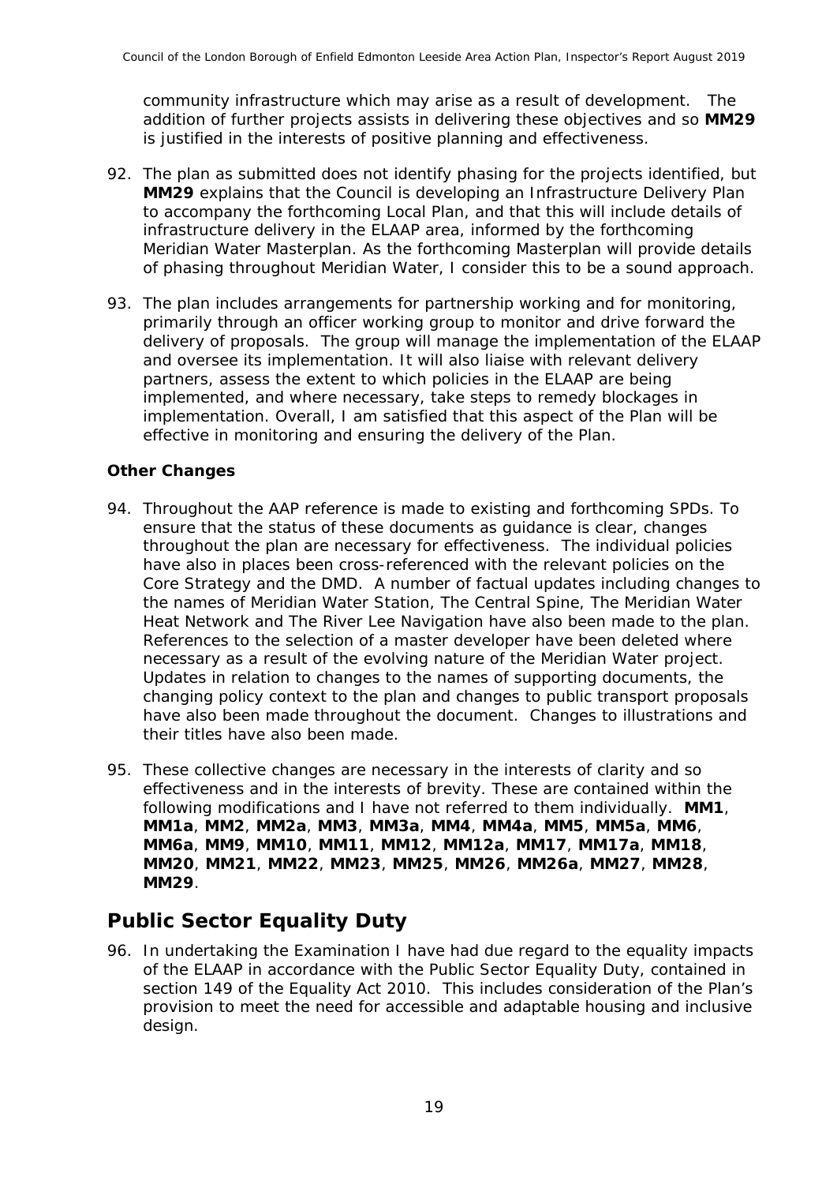community infrastructure which may arise as a result of development. The addition of further projects assists in delivering these objectives and so **MM29** is justified in the interests of positive planning and effectiveness.

92. The plan as submitted does not identify phasing for the projects identified, but **MM29** explains that the Council is developing an Infrastructure Delivery Plan to accompany the forthcoming Local Plan, and that this will include details of infrastructure delivery in the ELAAP area, informed by the forthcoming Meridian Water Masterplan. As the forthcoming Masterplan will provide details of phasing throughout Meridian Water, I consider this to be a sound approach.

93. The plan includes arrangements for partnership working and for monitoring, primarily through an officer working group to monitor and drive forward the delivery of proposals. The group will manage the implementation of the ELAAP and oversee its implementation. It will also liaise with relevant delivery partners, assess the extent to which policies in the ELAAP are being implemented, and where necessary, take steps to remedy blockages in implementation. Overall, I am satisfied that this aspect of the Plan will be effective in monitoring and ensuring the delivery of the Plan.

**Other Changes**

94. Throughout the AAP reference is made to existing and forthcoming SPDs. To ensure that the status of these documents as guidance is clear, changes throughout the plan are necessary for effectiveness. The individual policies have also in places been cross-referenced with the relevant policies on the Core Strategy and the DMD. A number of factual updates including changes to the names of Meridian Water Station, The Central Spine, The Meridian Water Heat Network and The River Lee Navigation have also been made to the plan. References to the selection of a master developer have been deleted where necessary as a result of the evolving nature of the Meridian Water project. Updates in relation to changes to the names of supporting documents, the changing policy context to the plan and changes to public transport proposals have also been made throughout the document. Changes to illustrations and their titles have also been made.

95. These collective changes are necessary in the interests of clarity and so effectiveness and in the interests of brevity. These are contained within the following modifications and I have not referred to them individually. **MM1**, **MM1a**, **MM2**, **MM2a**, **MM3**, **MM3a**, **MM4**, **MM4a**, **MM5**, **MM5a**, **MM6**, **MM6a**, **MM9**, **MM10**, **MM11**, **MM12**, **MM12a**, **MM17**, **MM17a**, **MM18**, **MM20**, **MM21**, **MM22**, **MM23**, **MM25**, **MM26**, **MM26a**, **MM27**, **MM28**, **MM29**.

## Public Sector Equality Duty

96. In undertaking the Examination I have had due regard to the equality impacts of the ELAAP in accordance with the Public Sector Equality Duty, contained in section 149 of the Equality Act 2010. This includes consideration of the Plan's provision to meet the need for accessible and adaptable housing and inclusive design.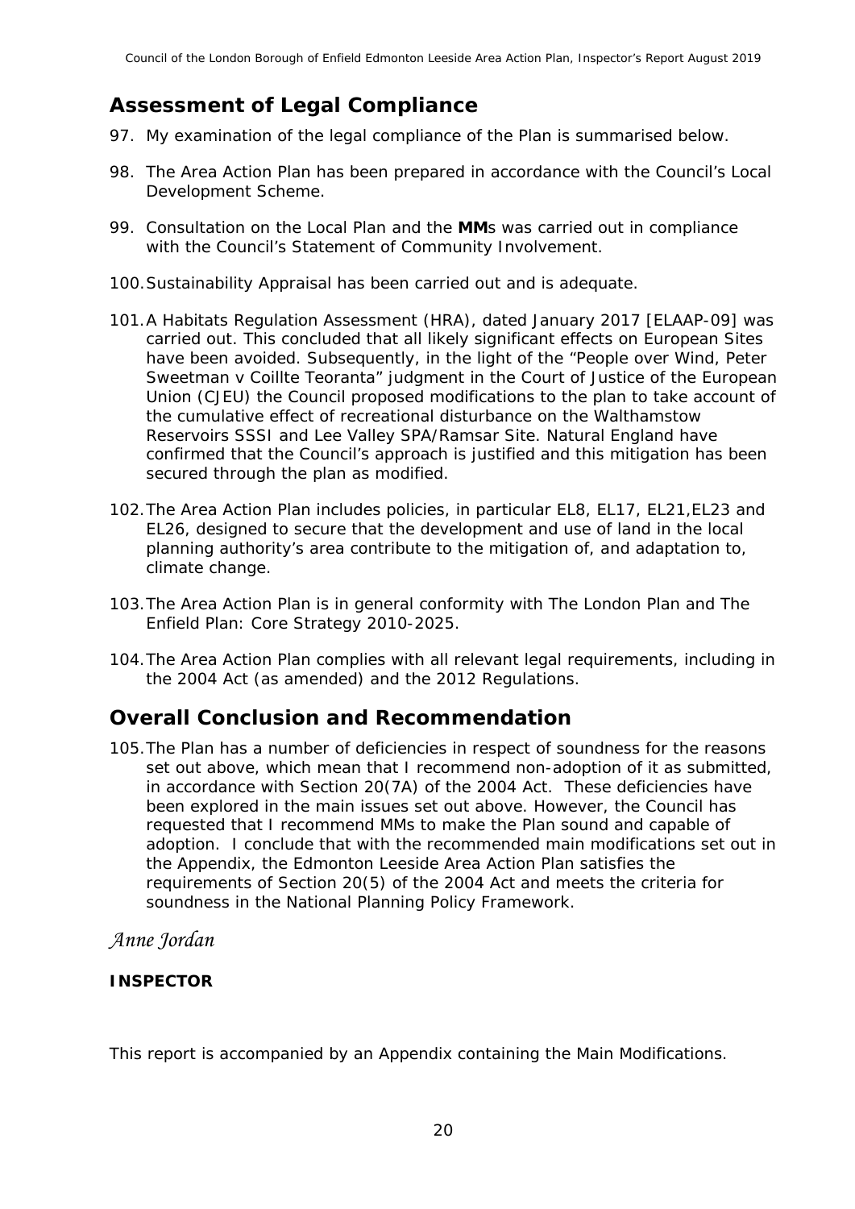## Assessment of Legal Compliance

97. My examination of the legal compliance of the Plan is summarised below.

98. The Area Action Plan has been prepared in accordance with the Council's Local Development Scheme.

99. Consultation on the Local Plan and the **MM**s was carried out in compliance with the Council's Statement of Community Involvement.

100. Sustainability Appraisal has been carried out and is adequate.

101. A Habitats Regulation Assessment (HRA), dated January 2017 [ELAAP-09] was carried out. This concluded that all likely significant effects on European Sites have been avoided. Subsequently, in the light of the "People over Wind, Peter Sweetman v Coillte Teoranta" judgment in the Court of Justice of the European Union (CJEU) the Council proposed modifications to the plan to take account of the cumulative effect of recreational disturbance on the Walthamstow Reservoirs SSSI and Lee Valley SPA/Ramsar Site. Natural England have confirmed that the Council's approach is justified and this mitigation has been secured through the plan as modified.

102. The Area Action Plan includes policies, in particular EL8, EL17, EL21,EL23 and EL26, designed to secure that the development and use of land in the local planning authority's area contribute to the mitigation of, and adaptation to, climate change.

103. The Area Action Plan is in general conformity with The London Plan and The Enfield Plan: Core Strategy 2010-2025.

104. The Area Action Plan complies with all relevant legal requirements, including in the 2004 Act (as amended) and the 2012 Regulations.

## Overall Conclusion and Recommendation

105. The Plan has a number of deficiencies in respect of soundness for the reasons set out above, which mean that I recommend non-adoption of it as submitted, in accordance with Section 20(7A) of the 2004 Act. These deficiencies have been explored in the main issues set out above. However, the Council has requested that I recommend MMs to make the Plan sound and capable of adoption. I conclude that with the recommended main modifications set out in the Appendix, the Edmonton Leeside Area Action Plan satisfies the requirements of Section 20(5) of the 2004 Act and meets the criteria for soundness in the National Planning Policy Framework.

*Anne Jordan*

**INSPECTOR**

This report is accompanied by an Appendix containing the Main Modifications.